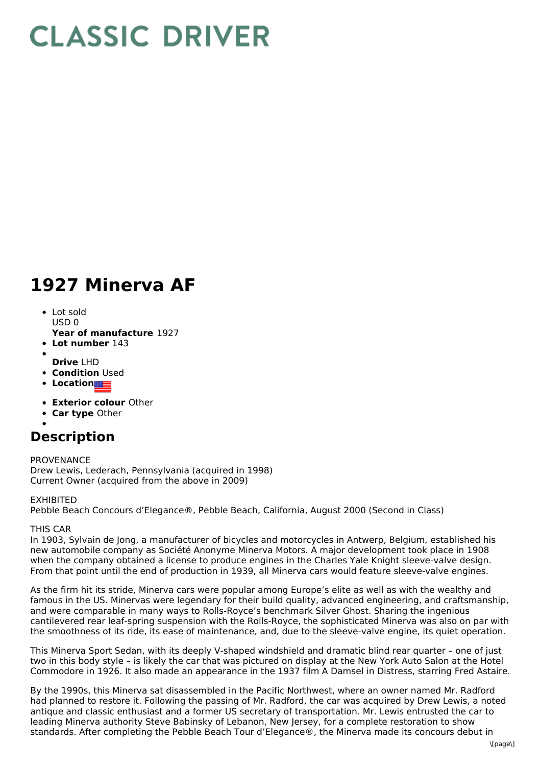# CLASSIC DRIVER

# 1927 Minerva AF

- Lot sold
  USD 0
  **Year of manufacture** 1927
- **Lot number** 143
- 
  **Drive** LHD
- **Condition** Used
- **Location**
- **Exterior colour** Other
- **Car type** Other
- 

## Description

PROVENANCE
Drew Lewis, Lederach, Pennsylvania (acquired in 1998)
Current Owner (acquired from the above in 2009)

EXHIBITED
Pebble Beach Concours d'Elegance®, Pebble Beach, California, August 2000 (Second in Class)

THIS CAR
In 1903, Sylvain de Jong, a manufacturer of bicycles and motorcycles in Antwerp, Belgium, established his new automobile company as Société Anonyme Minerva Motors. A major development took place in 1908 when the company obtained a license to produce engines in the Charles Yale Knight sleeve-valve design. From that point until the end of production in 1939, all Minerva cars would feature sleeve-valve engines.

As the firm hit its stride, Minerva cars were popular among Europe's elite as well as with the wealthy and famous in the US. Minervas were legendary for their build quality, advanced engineering, and craftsmanship, and were comparable in many ways to Rolls-Royce's benchmark Silver Ghost. Sharing the ingenious cantilevered rear leaf-spring suspension with the Rolls-Royce, the sophisticated Minerva was also on par with the smoothness of its ride, its ease of maintenance, and, due to the sleeve-valve engine, its quiet operation.

This Minerva Sport Sedan, with its deeply V-shaped windshield and dramatic blind rear quarter – one of just two in this body style – is likely the car that was pictured on display at the New York Auto Salon at the Hotel Commodore in 1926. It also made an appearance in the 1937 film A Damsel in Distress, starring Fred Astaire.

By the 1990s, this Minerva sat disassembled in the Pacific Northwest, where an owner named Mr. Radford had planned to restore it. Following the passing of Mr. Radford, the car was acquired by Drew Lewis, a noted antique and classic enthusiast and a former US secretary of transportation. Mr. Lewis entrusted the car to leading Minerva authority Steve Babinsky of Lebanon, New Jersey, for a complete restoration to show standards. After completing the Pebble Beach Tour d'Elegance®, the Minerva made its concours debut in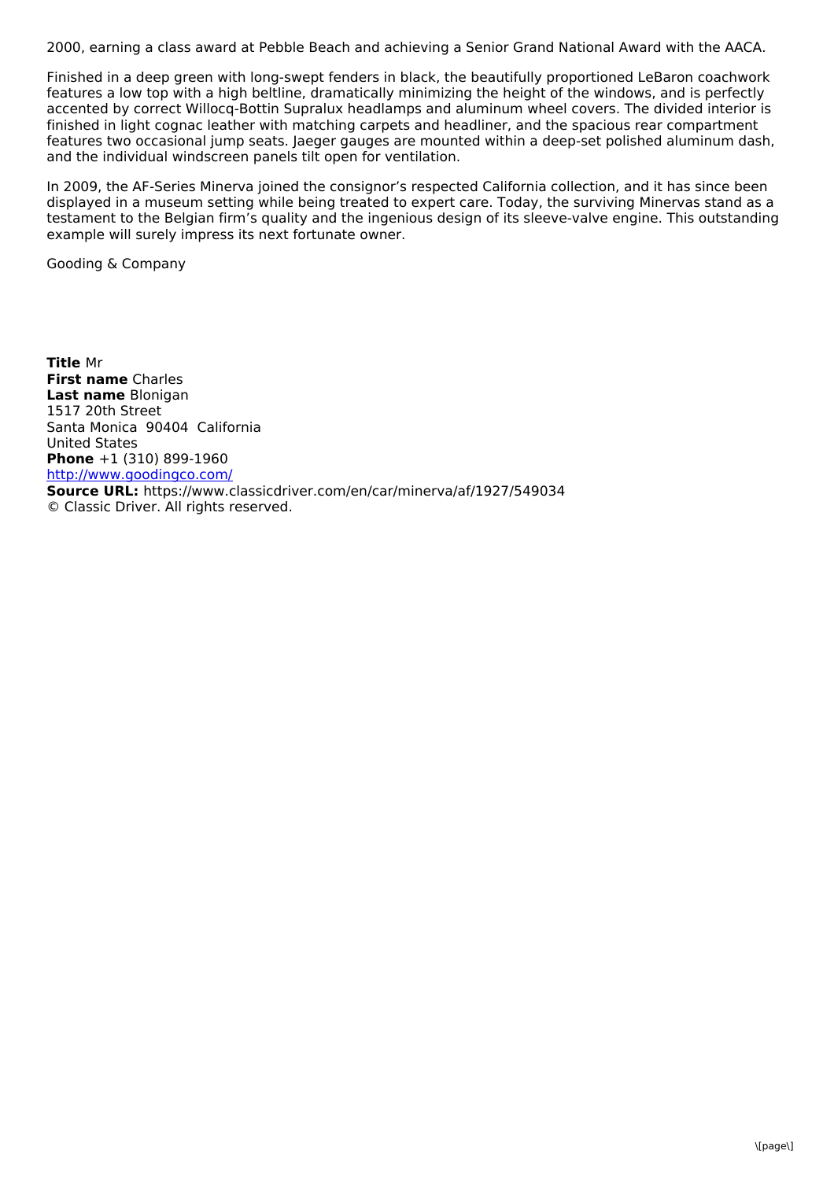2000, earning a class award at Pebble Beach and achieving a Senior Grand National Award with the AACA.

Finished in a deep green with long-swept fenders in black, the beautifully proportioned LeBaron coachwork features a low top with a high beltline, dramatically minimizing the height of the windows, and is perfectly accented by correct Willocq-Bottin Supralux headlamps and aluminum wheel covers. The divided interior is finished in light cognac leather with matching carpets and headliner, and the spacious rear compartment features two occasional jump seats. Jaeger gauges are mounted within a deep-set polished aluminum dash, and the individual windscreen panels tilt open for ventilation.

In 2009, the AF-Series Minerva joined the consignor's respected California collection, and it has since been displayed in a museum setting while being treated to expert care. Today, the surviving Minervas stand as a testament to the Belgian firm's quality and the ingenious design of its sleeve-valve engine. This outstanding example will surely impress its next fortunate owner.

Gooding & Company

**Title** Mr
**First name** Charles
**Last name** Blonigan
1517 20th Street
Santa Monica 90404 California
United States
**Phone** +1 (310) 899-1960
[http://www.goodingco.com/](http://www.goodingco.com/)
**Source URL:** https://www.classicdriver.com/en/car/minerva/af/1927/549034
© Classic Driver. All rights reserved.